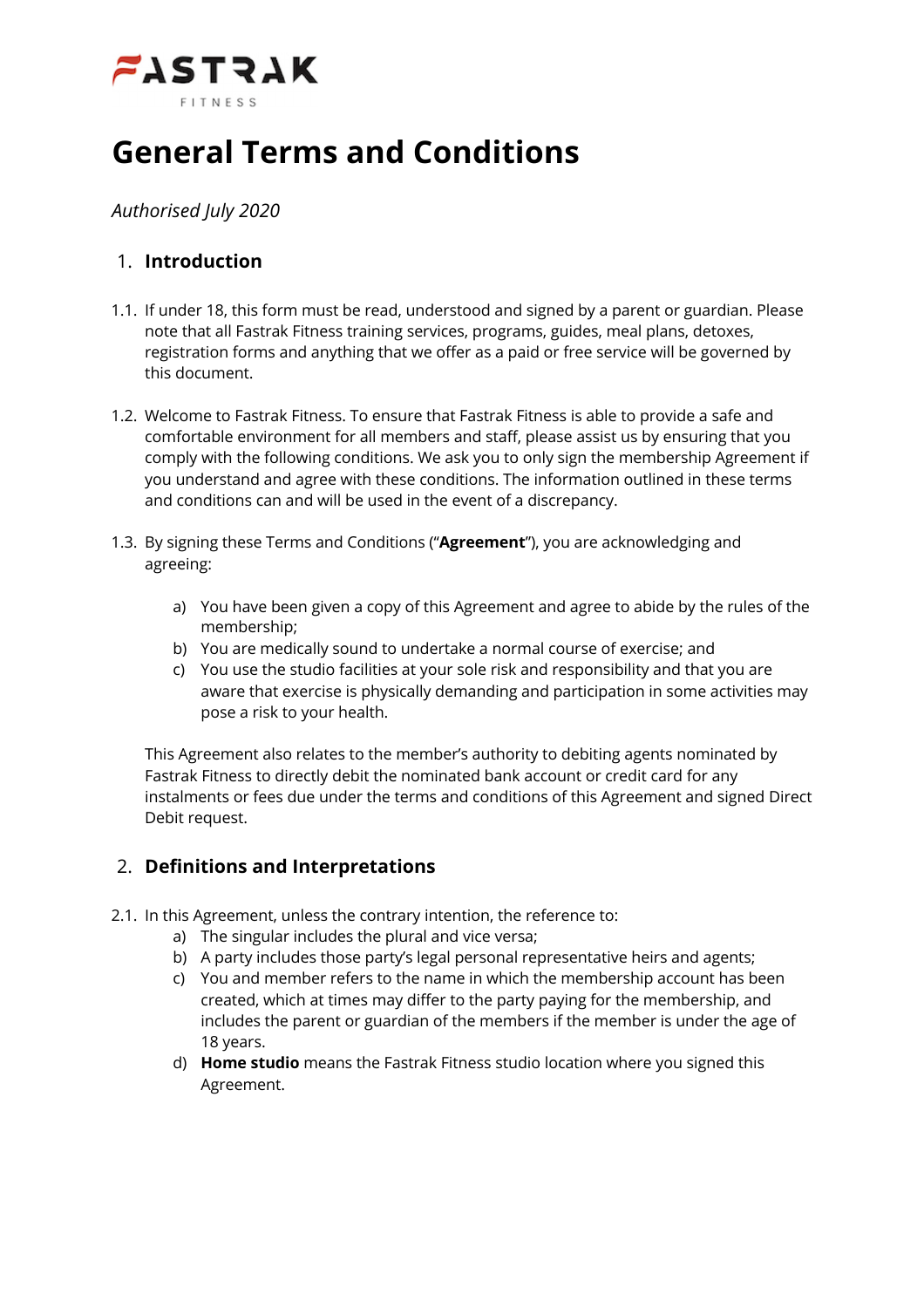FASTRAK FITNESS

# General Terms and Conditions

*Authorised July 2020*

## 1. Introduction

1.1. If under 18, this form must be read, understood and signed by a parent or guardian. Please note that all Fastrak Fitness training services, programs, guides, meal plans, detoxes, registration forms and anything that we offer as a paid or free service will be governed by this document.

1.2. Welcome to Fastrak Fitness. To ensure that Fastrak Fitness is able to provide a safe and comfortable environment for all members and staff, please assist us by ensuring that you comply with the following conditions. We ask you to only sign the membership Agreement if you understand and agree with these conditions. The information outlined in these terms and conditions can and will be used in the event of a discrepancy.

1.3. By signing these Terms and Conditions ("**Agreement**"), you are acknowledging and agreeing:

a) You have been given a copy of this Agreement and agree to abide by the rules of the membership;
b) You are medically sound to undertake a normal course of exercise; and
c) You use the studio facilities at your sole risk and responsibility and that you are aware that exercise is physically demanding and participation in some activities may pose a risk to your health.

This Agreement also relates to the member's authority to debiting agents nominated by Fastrak Fitness to directly debit the nominated bank account or credit card for any instalments or fees due under the terms and conditions of this Agreement and signed Direct Debit request.

## 2. Definitions and Interpretations

2.1. In this Agreement, unless the contrary intention, the reference to:

a) The singular includes the plural and vice versa;
b) A party includes those party's legal personal representative heirs and agents;
c) You and member refers to the name in which the membership account has been created, which at times may differ to the party paying for the membership, and includes the parent or guardian of the members if the member is under the age of 18 years.
d) **Home studio** means the Fastrak Fitness studio location where you signed this Agreement.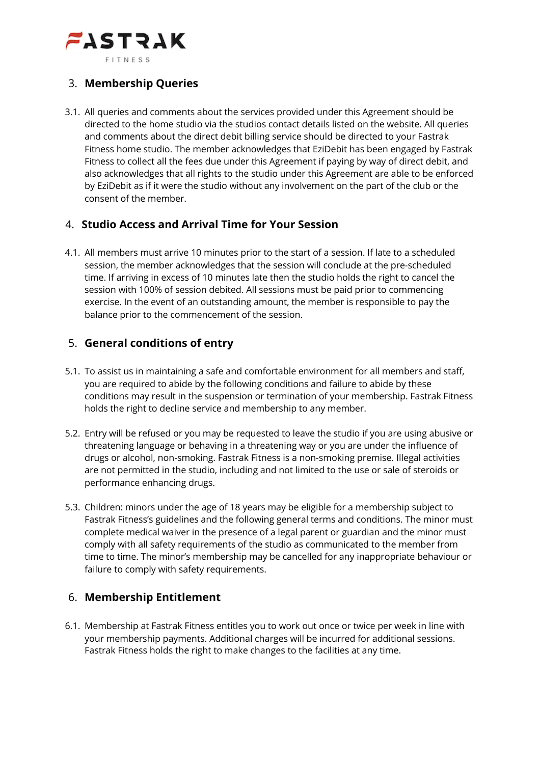## 3. Membership Queries

3.1. All queries and comments about the services provided under this Agreement should be directed to the home studio via the studios contact details listed on the website. All queries and comments about the direct debit billing service should be directed to your Fastrak Fitness home studio. The member acknowledges that EziDebit has been engaged by Fastrak Fitness to collect all the fees due under this Agreement if paying by way of direct debit, and also acknowledges that all rights to the studio under this Agreement are able to be enforced by EziDebit as if it were the studio without any involvement on the part of the club or the consent of the member.

## 4. Studio Access and Arrival Time for Your Session

4.1. All members must arrive 10 minutes prior to the start of a session. If late to a scheduled session, the member acknowledges that the session will conclude at the pre-scheduled time. If arriving in excess of 10 minutes late then the studio holds the right to cancel the session with 100% of session debited. All sessions must be paid prior to commencing exercise. In the event of an outstanding amount, the member is responsible to pay the balance prior to the commencement of the session.

## 5. General conditions of entry

5.1. To assist us in maintaining a safe and comfortable environment for all members and staff, you are required to abide by the following conditions and failure to abide by these conditions may result in the suspension or termination of your membership. Fastrak Fitness holds the right to decline service and membership to any member.

5.2. Entry will be refused or you may be requested to leave the studio if you are using abusive or threatening language or behaving in a threatening way or you are under the influence of drugs or alcohol, non-smoking. Fastrak Fitness is a non-smoking premise. Illegal activities are not permitted in the studio, including and not limited to the use or sale of steroids or performance enhancing drugs.

5.3. Children: minors under the age of 18 years may be eligible for a membership subject to Fastrak Fitness's guidelines and the following general terms and conditions. The minor must complete medical waiver in the presence of a legal parent or guardian and the minor must comply with all safety requirements of the studio as communicated to the member from time to time. The minor's membership may be cancelled for any inappropriate behaviour or failure to comply with safety requirements.

## 6. Membership Entitlement

6.1. Membership at Fastrak Fitness entitles you to work out once or twice per week in line with your membership payments. Additional charges will be incurred for additional sessions. Fastrak Fitness holds the right to make changes to the facilities at any time.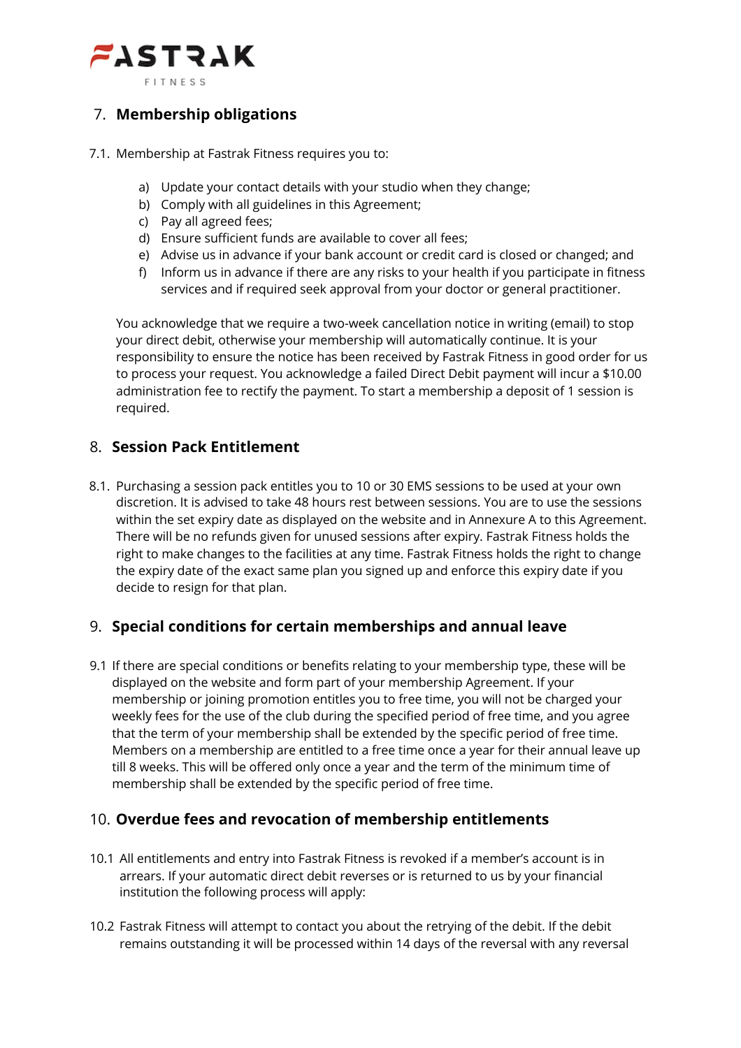## 7. Membership obligations

7.1. Membership at Fastrak Fitness requires you to:

a) Update your contact details with your studio when they change;
b) Comply with all guidelines in this Agreement;
c) Pay all agreed fees;
d) Ensure sufficient funds are available to cover all fees;
e) Advise us in advance if your bank account or credit card is closed or changed; and
f) Inform us in advance if there are any risks to your health if you participate in fitness services and if required seek approval from your doctor or general practitioner.

You acknowledge that we require a two-week cancellation notice in writing (email) to stop your direct debit, otherwise your membership will automatically continue. It is your responsibility to ensure the notice has been received by Fastrak Fitness in good order for us to process your request. You acknowledge a failed Direct Debit payment will incur a $10.00 administration fee to rectify the payment. To start a membership a deposit of 1 session is required.

## 8. Session Pack Entitlement

8.1. Purchasing a session pack entitles you to 10 or 30 EMS sessions to be used at your own discretion. It is advised to take 48 hours rest between sessions. You are to use the sessions within the set expiry date as displayed on the website and in Annexure A to this Agreement. There will be no refunds given for unused sessions after expiry. Fastrak Fitness holds the right to make changes to the facilities at any time. Fastrak Fitness holds the right to change the expiry date of the exact same plan you signed up and enforce this expiry date if you decide to resign for that plan.

## 9. Special conditions for certain memberships and annual leave

9.1 If there are special conditions or benefits relating to your membership type, these will be displayed on the website and form part of your membership Agreement. If your membership or joining promotion entitles you to free time, you will not be charged your weekly fees for the use of the club during the specified period of free time, and you agree that the term of your membership shall be extended by the specific period of free time. Members on a membership are entitled to a free time once a year for their annual leave up till 8 weeks. This will be offered only once a year and the term of the minimum time of membership shall be extended by the specific period of free time.

## 10. Overdue fees and revocation of membership entitlements

10.1 All entitlements and entry into Fastrak Fitness is revoked if a member's account is in arrears. If your automatic direct debit reverses or is returned to us by your financial institution the following process will apply:

10.2 Fastrak Fitness will attempt to contact you about the retrying of the debit. If the debit remains outstanding it will be processed within 14 days of the reversal with any reversal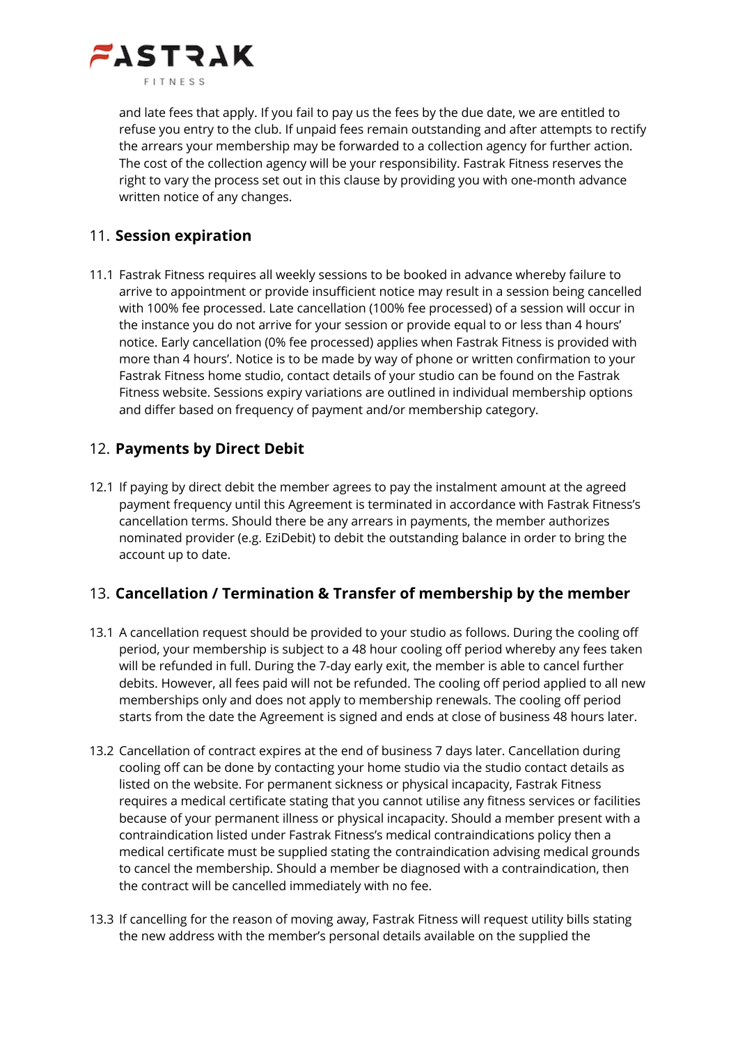and late fees that apply. If you fail to pay us the fees by the due date, we are entitled to refuse you entry to the club. If unpaid fees remain outstanding and after attempts to rectify the arrears your membership may be forwarded to a collection agency for further action. The cost of the collection agency will be your responsibility. Fastrak Fitness reserves the right to vary the process set out in this clause by providing you with one-month advance written notice of any changes.

## 11. **Session expiration**

11.1 Fastrak Fitness requires all weekly sessions to be booked in advance whereby failure to arrive to appointment or provide insufficient notice may result in a session being cancelled with 100% fee processed. Late cancellation (100% fee processed) of a session will occur in the instance you do not arrive for your session or provide equal to or less than 4 hours' notice. Early cancellation (0% fee processed) applies when Fastrak Fitness is provided with more than 4 hours'. Notice is to be made by way of phone or written confirmation to your Fastrak Fitness home studio, contact details of your studio can be found on the Fastrak Fitness website. Sessions expiry variations are outlined in individual membership options and differ based on frequency of payment and/or membership category.

## 12. **Payments by Direct Debit**

12.1 If paying by direct debit the member agrees to pay the instalment amount at the agreed payment frequency until this Agreement is terminated in accordance with Fastrak Fitness's cancellation terms. Should there be any arrears in payments, the member authorizes nominated provider (e.g. EziDebit) to debit the outstanding balance in order to bring the account up to date.

## 13. **Cancellation / Termination & Transfer of membership by the member**

13.1 A cancellation request should be provided to your studio as follows. During the cooling off period, your membership is subject to a 48 hour cooling off period whereby any fees taken will be refunded in full. During the 7-day early exit, the member is able to cancel further debits. However, all fees paid will not be refunded. The cooling off period applied to all new memberships only and does not apply to membership renewals. The cooling off period starts from the date the Agreement is signed and ends at close of business 48 hours later.

13.2 Cancellation of contract expires at the end of business 7 days later. Cancellation during cooling off can be done by contacting your home studio via the studio contact details as listed on the website. For permanent sickness or physical incapacity, Fastrak Fitness requires a medical certificate stating that you cannot utilise any fitness services or facilities because of your permanent illness or physical incapacity. Should a member present with a contraindication listed under Fastrak Fitness's medical contraindications policy then a medical certificate must be supplied stating the contraindication advising medical grounds to cancel the membership. Should a member be diagnosed with a contraindication, then the contract will be cancelled immediately with no fee.

13.3 If cancelling for the reason of moving away, Fastrak Fitness will request utility bills stating the new address with the member's personal details available on the supplied the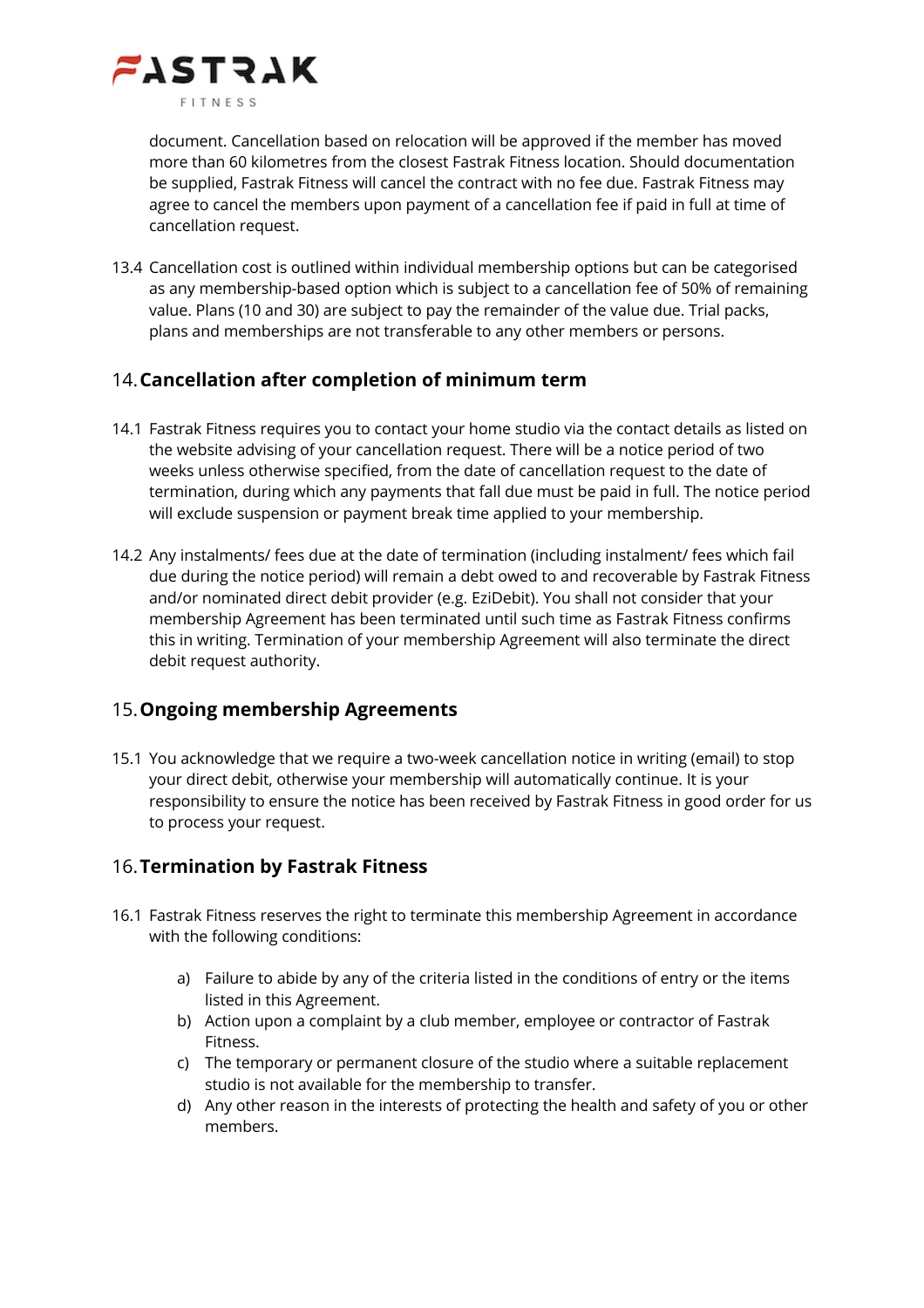document. Cancellation based on relocation will be approved if the member has moved more than 60 kilometres from the closest Fastrak Fitness location. Should documentation be supplied, Fastrak Fitness will cancel the contract with no fee due. Fastrak Fitness may agree to cancel the members upon payment of a cancellation fee if paid in full at time of cancellation request.

13.4 Cancellation cost is outlined within individual membership options but can be categorised as any membership-based option which is subject to a cancellation fee of 50% of remaining value. Plans (10 and 30) are subject to pay the remainder of the value due. Trial packs, plans and memberships are not transferable to any other members or persons.

## 14. **Cancellation after completion of minimum term**

14.1 Fastrak Fitness requires you to contact your home studio via the contact details as listed on the website advising of your cancellation request. There will be a notice period of two weeks unless otherwise specified, from the date of cancellation request to the date of termination, during which any payments that fall due must be paid in full. The notice period will exclude suspension or payment break time applied to your membership.

14.2 Any instalments/ fees due at the date of termination (including instalment/ fees which fail due during the notice period) will remain a debt owed to and recoverable by Fastrak Fitness and/or nominated direct debit provider (e.g. EziDebit). You shall not consider that your membership Agreement has been terminated until such time as Fastrak Fitness confirms this in writing. Termination of your membership Agreement will also terminate the direct debit request authority.

## 15. **Ongoing membership Agreements**

15.1 You acknowledge that we require a two-week cancellation notice in writing (email) to stop your direct debit, otherwise your membership will automatically continue. It is your responsibility to ensure the notice has been received by Fastrak Fitness in good order for us to process your request.

## 16. **Termination by Fastrak Fitness**

16.1 Fastrak Fitness reserves the right to terminate this membership Agreement in accordance with the following conditions:

a) Failure to abide by any of the criteria listed in the conditions of entry or the items listed in this Agreement.
b) Action upon a complaint by a club member, employee or contractor of Fastrak Fitness.
c) The temporary or permanent closure of the studio where a suitable replacement studio is not available for the membership to transfer.
d) Any other reason in the interests of protecting the health and safety of you or other members.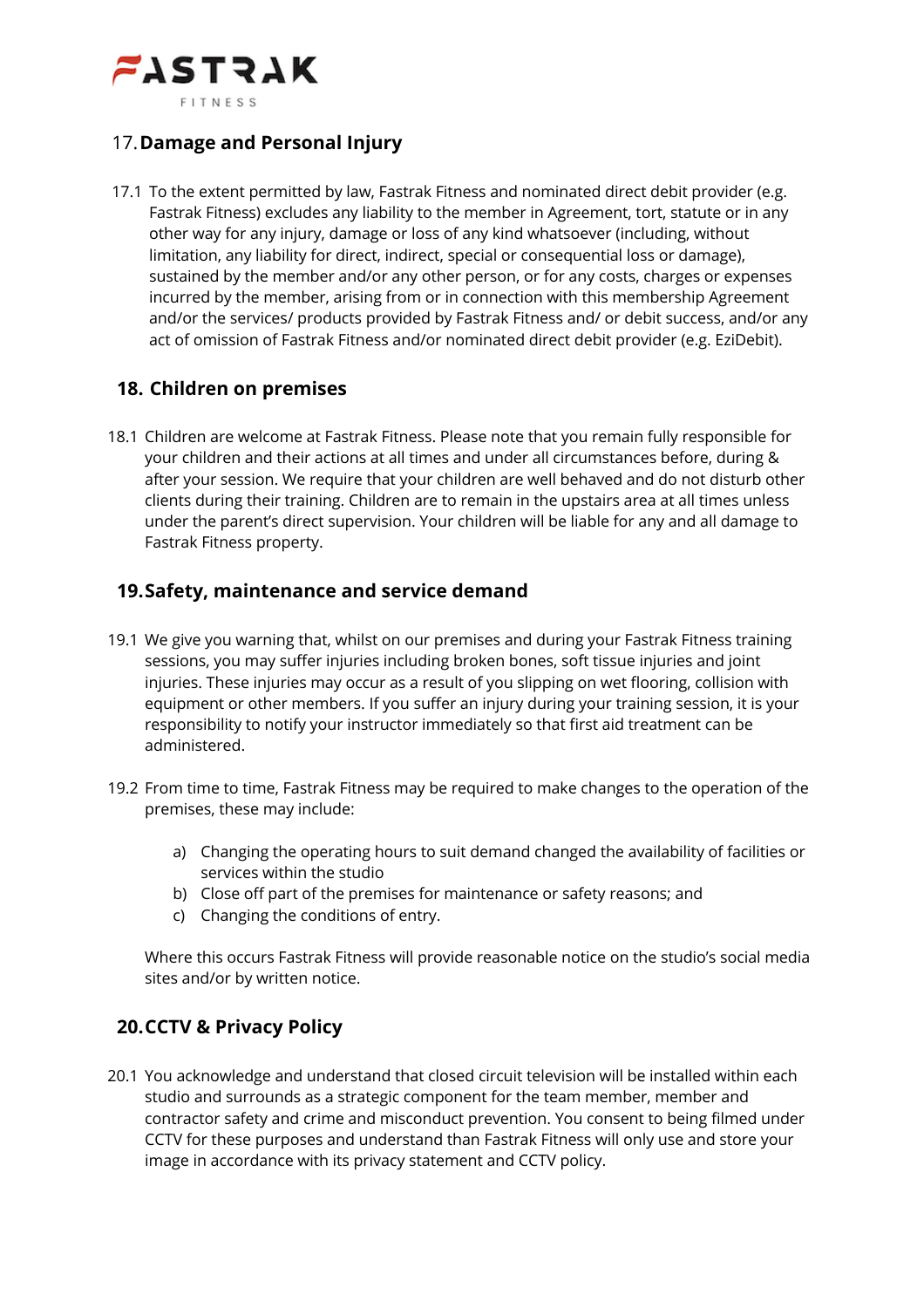## 17. Damage and Personal Injury

17.1 To the extent permitted by law, Fastrak Fitness and nominated direct debit provider (e.g. Fastrak Fitness) excludes any liability to the member in Agreement, tort, statute or in any other way for any injury, damage or loss of any kind whatsoever (including, without limitation, any liability for direct, indirect, special or consequential loss or damage), sustained by the member and/or any other person, or for any costs, charges or expenses incurred by the member, arising from or in connection with this membership Agreement and/or the services/ products provided by Fastrak Fitness and/ or debit success, and/or any act of omission of Fastrak Fitness and/or nominated direct debit provider (e.g. EziDebit).

## 18. Children on premises

18.1 Children are welcome at Fastrak Fitness. Please note that you remain fully responsible for your children and their actions at all times and under all circumstances before, during & after your session. We require that your children are well behaved and do not disturb other clients during their training. Children are to remain in the upstairs area at all times unless under the parent's direct supervision. Your children will be liable for any and all damage to Fastrak Fitness property.

## 19. Safety, maintenance and service demand

19.1 We give you warning that, whilst on our premises and during your Fastrak Fitness training sessions, you may suffer injuries including broken bones, soft tissue injuries and joint injuries. These injuries may occur as a result of you slipping on wet flooring, collision with equipment or other members. If you suffer an injury during your training session, it is your responsibility to notify your instructor immediately so that first aid treatment can be administered.

19.2 From time to time, Fastrak Fitness may be required to make changes to the operation of the premises, these may include:

a) Changing the operating hours to suit demand changed the availability of facilities or services within the studio
b) Close off part of the premises for maintenance or safety reasons; and
c) Changing the conditions of entry.

Where this occurs Fastrak Fitness will provide reasonable notice on the studio's social media sites and/or by written notice.

## 20. CCTV & Privacy Policy

20.1 You acknowledge and understand that closed circuit television will be installed within each studio and surrounds as a strategic component for the team member, member and contractor safety and crime and misconduct prevention. You consent to being filmed under CCTV for these purposes and understand than Fastrak Fitness will only use and store your image in accordance with its privacy statement and CCTV policy.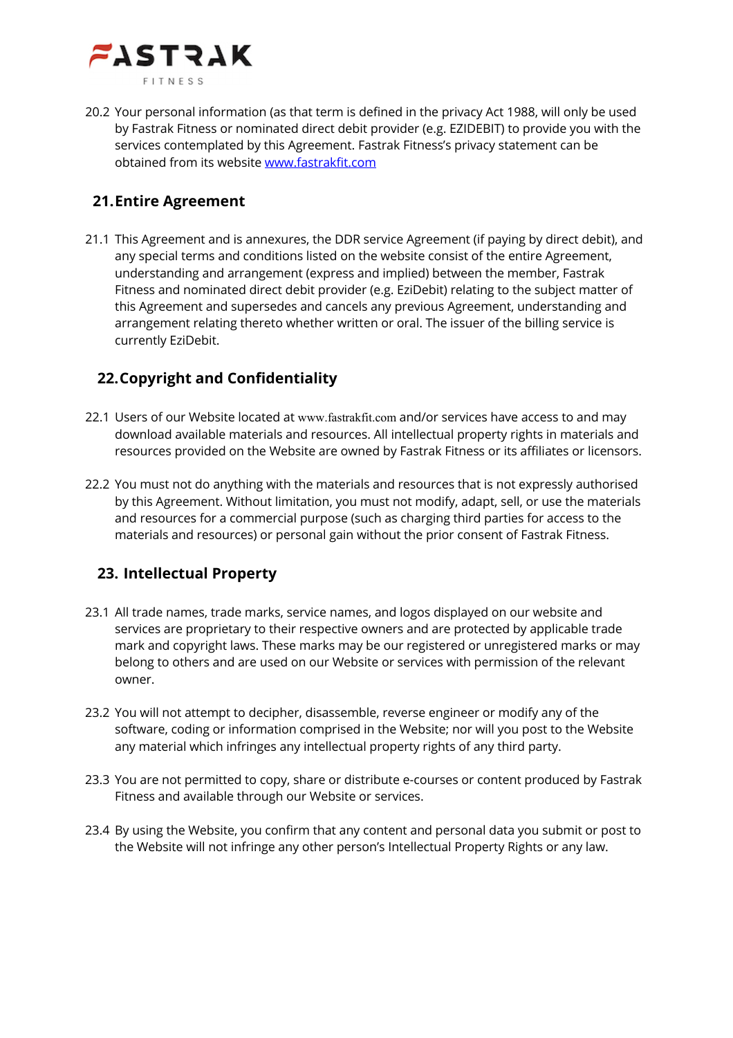20.2 Your personal information (as that term is defined in the privacy Act 1988, will only be used by Fastrak Fitness or nominated direct debit provider (e.g. EZIDEBIT) to provide you with the services contemplated by this Agreement. Fastrak Fitness's privacy statement can be obtained from its website [www.fastrakfit.com](http://www.fastrakfit.com)

## 21. Entire Agreement

21.1 This Agreement and is annexures, the DDR service Agreement (if paying by direct debit), and any special terms and conditions listed on the website consist of the entire Agreement, understanding and arrangement (express and implied) between the member, Fastrak Fitness and nominated direct debit provider (e.g. EziDebit) relating to the subject matter of this Agreement and supersedes and cancels any previous Agreement, understanding and arrangement relating thereto whether written or oral. The issuer of the billing service is currently EziDebit.

## 22. Copyright and Confidentiality

22.1 Users of our Website located at www.fastrakfit.com and/or services have access to and may download available materials and resources. All intellectual property rights in materials and resources provided on the Website are owned by Fastrak Fitness or its affiliates or licensors.

22.2 You must not do anything with the materials and resources that is not expressly authorised by this Agreement. Without limitation, you must not modify, adapt, sell, or use the materials and resources for a commercial purpose (such as charging third parties for access to the materials and resources) or personal gain without the prior consent of Fastrak Fitness.

## 23. Intellectual Property

23.1 All trade names, trade marks, service names, and logos displayed on our website and services are proprietary to their respective owners and are protected by applicable trade mark and copyright laws. These marks may be our registered or unregistered marks or may belong to others and are used on our Website or services with permission of the relevant owner.

23.2 You will not attempt to decipher, disassemble, reverse engineer or modify any of the software, coding or information comprised in the Website; nor will you post to the Website any material which infringes any intellectual property rights of any third party.

23.3 You are not permitted to copy, share or distribute e-courses or content produced by Fastrak Fitness and available through our Website or services.

23.4 By using the Website, you confirm that any content and personal data you submit or post to the Website will not infringe any other person's Intellectual Property Rights or any law.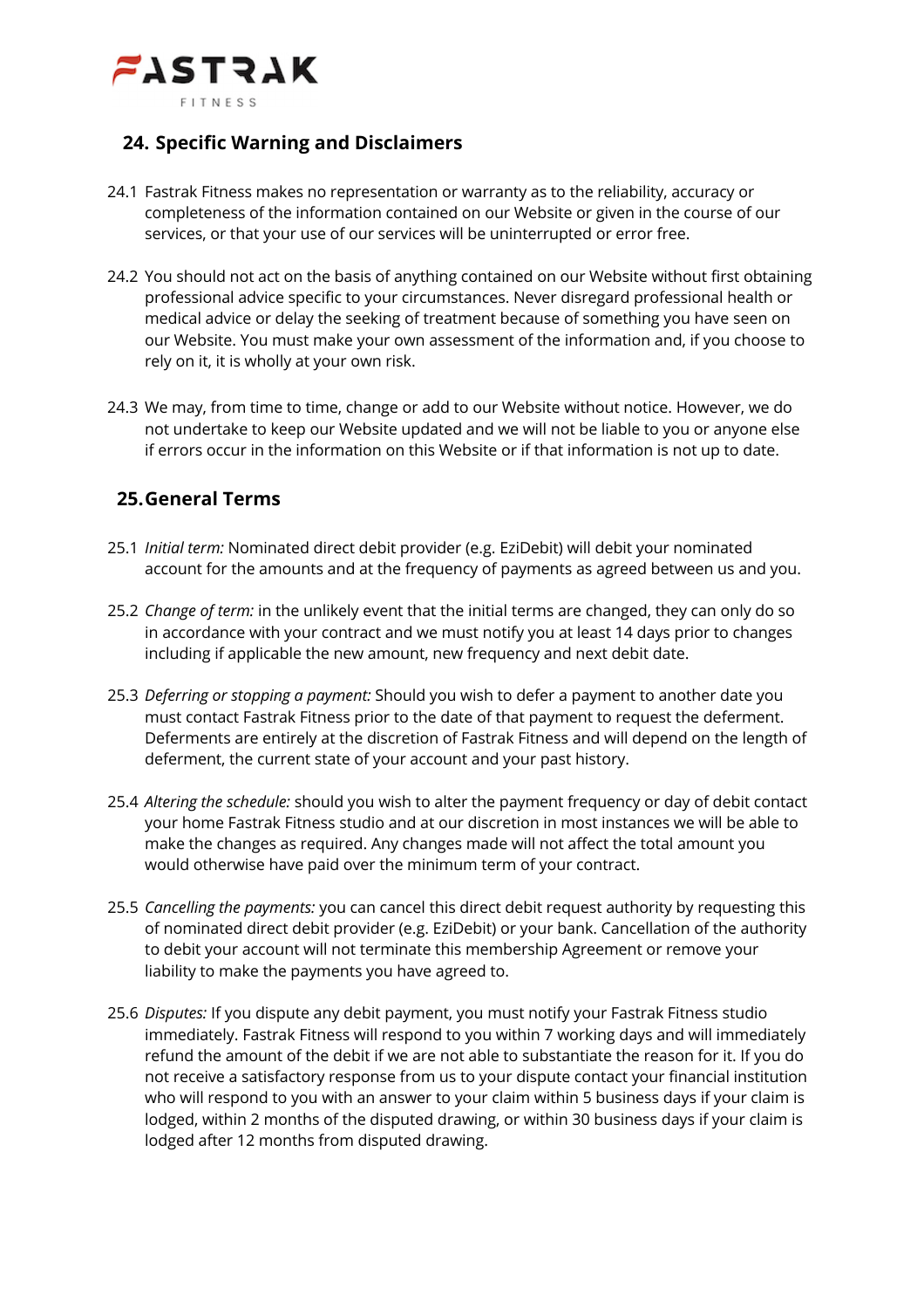## 24. Specific Warning and Disclaimers

24.1 Fastrak Fitness makes no representation or warranty as to the reliability, accuracy or completeness of the information contained on our Website or given in the course of our services, or that your use of our services will be uninterrupted or error free.

24.2 You should not act on the basis of anything contained on our Website without first obtaining professional advice specific to your circumstances. Never disregard professional health or medical advice or delay the seeking of treatment because of something you have seen on our Website. You must make your own assessment of the information and, if you choose to rely on it, it is wholly at your own risk.

24.3 We may, from time to time, change or add to our Website without notice. However, we do not undertake to keep our Website updated and we will not be liable to you or anyone else if errors occur in the information on this Website or if that information is not up to date.

## 25. General Terms

25.1 *Initial term:* Nominated direct debit provider (e.g. EziDebit) will debit your nominated account for the amounts and at the frequency of payments as agreed between us and you.

25.2 *Change of term:* in the unlikely event that the initial terms are changed, they can only do so in accordance with your contract and we must notify you at least 14 days prior to changes including if applicable the new amount, new frequency and next debit date.

25.3 *Deferring or stopping a payment:* Should you wish to defer a payment to another date you must contact Fastrak Fitness prior to the date of that payment to request the deferment. Deferments are entirely at the discretion of Fastrak Fitness and will depend on the length of deferment, the current state of your account and your past history.

25.4 *Altering the schedule:* should you wish to alter the payment frequency or day of debit contact your home Fastrak Fitness studio and at our discretion in most instances we will be able to make the changes as required. Any changes made will not affect the total amount you would otherwise have paid over the minimum term of your contract.

25.5 *Cancelling the payments:* you can cancel this direct debit request authority by requesting this of nominated direct debit provider (e.g. EziDebit) or your bank. Cancellation of the authority to debit your account will not terminate this membership Agreement or remove your liability to make the payments you have agreed to.

25.6 *Disputes:* If you dispute any debit payment, you must notify your Fastrak Fitness studio immediately. Fastrak Fitness will respond to you within 7 working days and will immediately refund the amount of the debit if we are not able to substantiate the reason for it. If you do not receive a satisfactory response from us to your dispute contact your financial institution who will respond to you with an answer to your claim within 5 business days if your claim is lodged, within 2 months of the disputed drawing, or within 30 business days if your claim is lodged after 12 months from disputed drawing.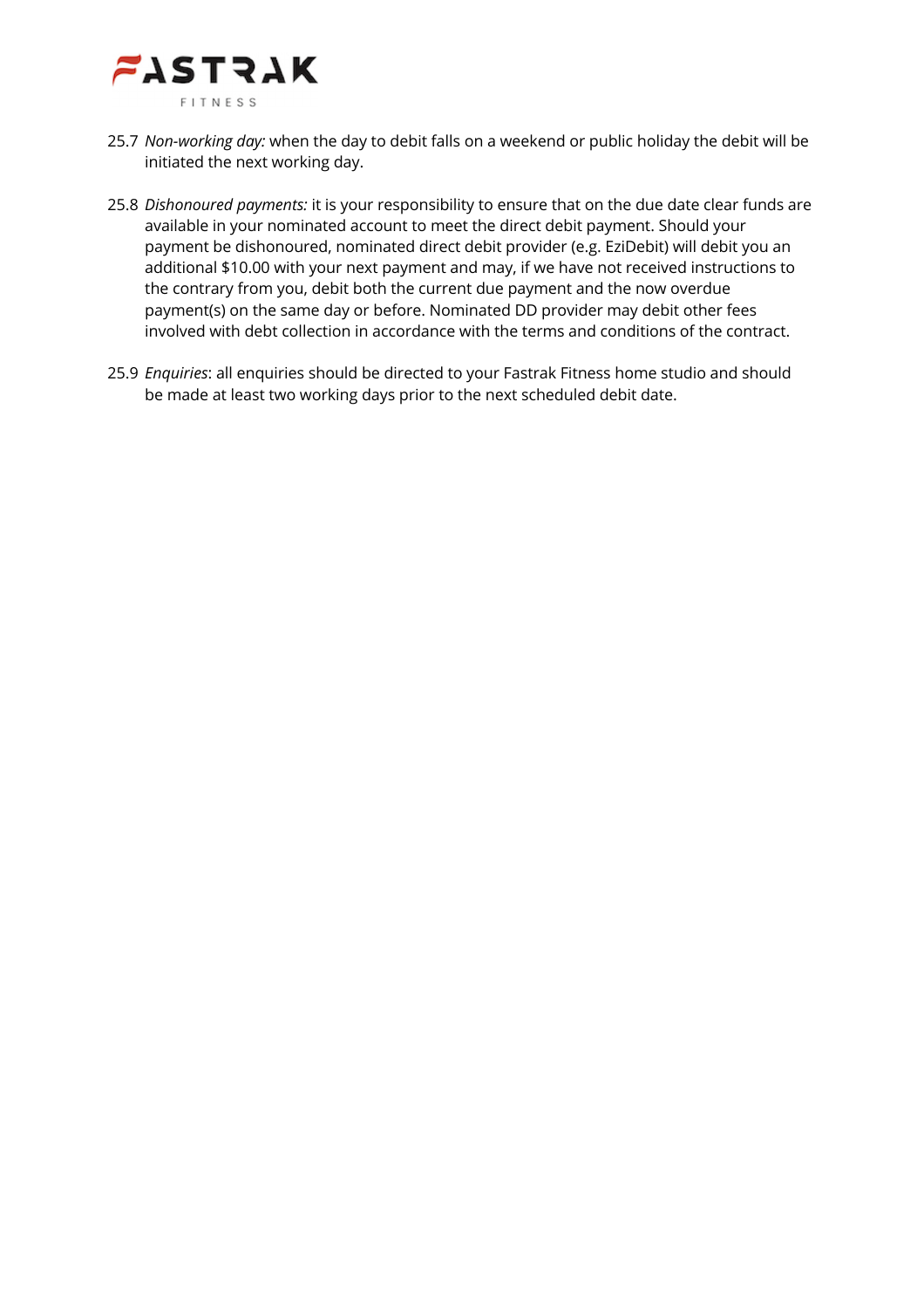25.7 *Non-working day:* when the day to debit falls on a weekend or public holiday the debit will be initiated the next working day.

25.8 *Dishonoured payments:* it is your responsibility to ensure that on the due date clear funds are available in your nominated account to meet the direct debit payment. Should your payment be dishonoured, nominated direct debit provider (e.g. EziDebit) will debit you an additional $10.00 with your next payment and may, if we have not received instructions to the contrary from you, debit both the current due payment and the now overdue payment(s) on the same day or before. Nominated DD provider may debit other fees involved with debt collection in accordance with the terms and conditions of the contract.

25.9 *Enquiries*: all enquiries should be directed to your Fastrak Fitness home studio and should be made at least two working days prior to the next scheduled debit date.